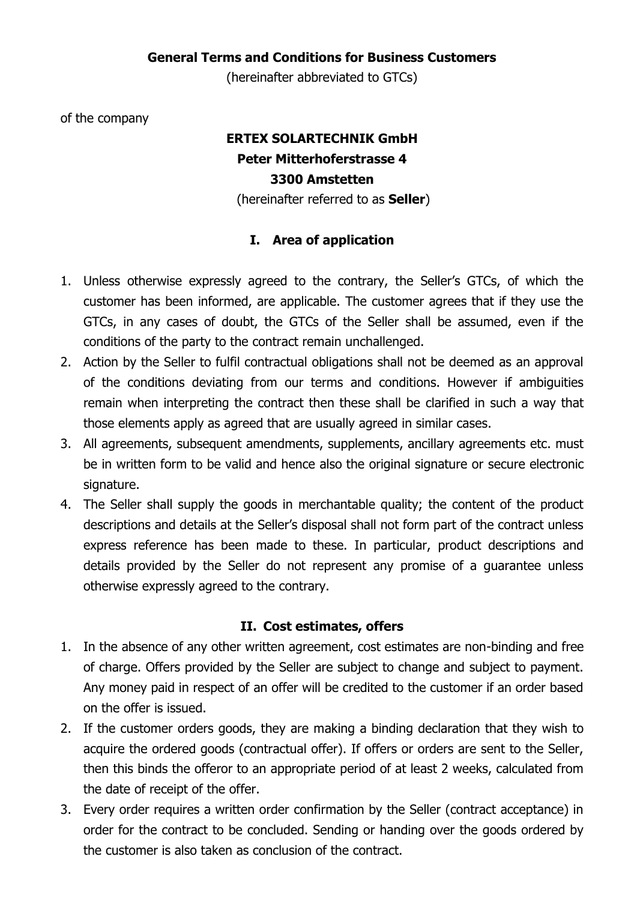**General Terms and Conditions for Business Customers**

(hereinafter abbreviated to GTCs)

of the company

**ERTEX SOLARTECHNIK GmbH**
**Peter Mitterhoferstrasse 4**
**3300 Amstetten**

(hereinafter referred to as **Seller**)

## I. Area of application

1. Unless otherwise expressly agreed to the contrary, the Seller's GTCs, of which the customer has been informed, are applicable. The customer agrees that if they use the GTCs, in any cases of doubt, the GTCs of the Seller shall be assumed, even if the conditions of the party to the contract remain unchallenged.
2. Action by the Seller to fulfil contractual obligations shall not be deemed as an approval of the conditions deviating from our terms and conditions. However if ambiguities remain when interpreting the contract then these shall be clarified in such a way that those elements apply as agreed that are usually agreed in similar cases.
3. All agreements, subsequent amendments, supplements, ancillary agreements etc. must be in written form to be valid and hence also the original signature or secure electronic signature.
4. The Seller shall supply the goods in merchantable quality; the content of the product descriptions and details at the Seller's disposal shall not form part of the contract unless express reference has been made to these. In particular, product descriptions and details provided by the Seller do not represent any promise of a guarantee unless otherwise expressly agreed to the contrary.

## II. Cost estimates, offers

1. In the absence of any other written agreement, cost estimates are non-binding and free of charge. Offers provided by the Seller are subject to change and subject to payment. Any money paid in respect of an offer will be credited to the customer if an order based on the offer is issued.
2. If the customer orders goods, they are making a binding declaration that they wish to acquire the ordered goods (contractual offer). If offers or orders are sent to the Seller, then this binds the offeror to an appropriate period of at least 2 weeks, calculated from the date of receipt of the offer.
3. Every order requires a written order confirmation by the Seller (contract acceptance) in order for the contract to be concluded. Sending or handing over the goods ordered by the customer is also taken as conclusion of the contract.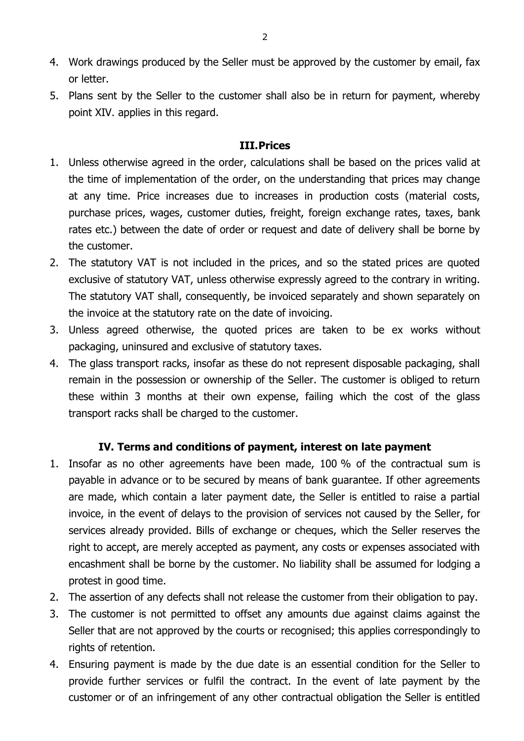4. Work drawings produced by the Seller must be approved by the customer by email, fax or letter.
5. Plans sent by the Seller to the customer shall also be in return for payment, whereby point XIV. applies in this regard.

## III. Prices

1. Unless otherwise agreed in the order, calculations shall be based on the prices valid at the time of implementation of the order, on the understanding that prices may change at any time. Price increases due to increases in production costs (material costs, purchase prices, wages, customer duties, freight, foreign exchange rates, taxes, bank rates etc.) between the date of order or request and date of delivery shall be borne by the customer.
2. The statutory VAT is not included in the prices, and so the stated prices are quoted exclusive of statutory VAT, unless otherwise expressly agreed to the contrary in writing. The statutory VAT shall, consequently, be invoiced separately and shown separately on the invoice at the statutory rate on the date of invoicing.
3. Unless agreed otherwise, the quoted prices are taken to be ex works without packaging, uninsured and exclusive of statutory taxes.
4. The glass transport racks, insofar as these do not represent disposable packaging, shall remain in the possession or ownership of the Seller. The customer is obliged to return these within 3 months at their own expense, failing which the cost of the glass transport racks shall be charged to the customer.

## IV. Terms and conditions of payment, interest on late payment

1. Insofar as no other agreements have been made, 100 % of the contractual sum is payable in advance or to be secured by means of bank guarantee. If other agreements are made, which contain a later payment date, the Seller is entitled to raise a partial invoice, in the event of delays to the provision of services not caused by the Seller, for services already provided. Bills of exchange or cheques, which the Seller reserves the right to accept, are merely accepted as payment, any costs or expenses associated with encashment shall be borne by the customer. No liability shall be assumed for lodging a protest in good time.
2. The assertion of any defects shall not release the customer from their obligation to pay.
3. The customer is not permitted to offset any amounts due against claims against the Seller that are not approved by the courts or recognised; this applies correspondingly to rights of retention.
4. Ensuring payment is made by the due date is an essential condition for the Seller to provide further services or fulfil the contract. In the event of late payment by the customer or of an infringement of any other contractual obligation the Seller is entitled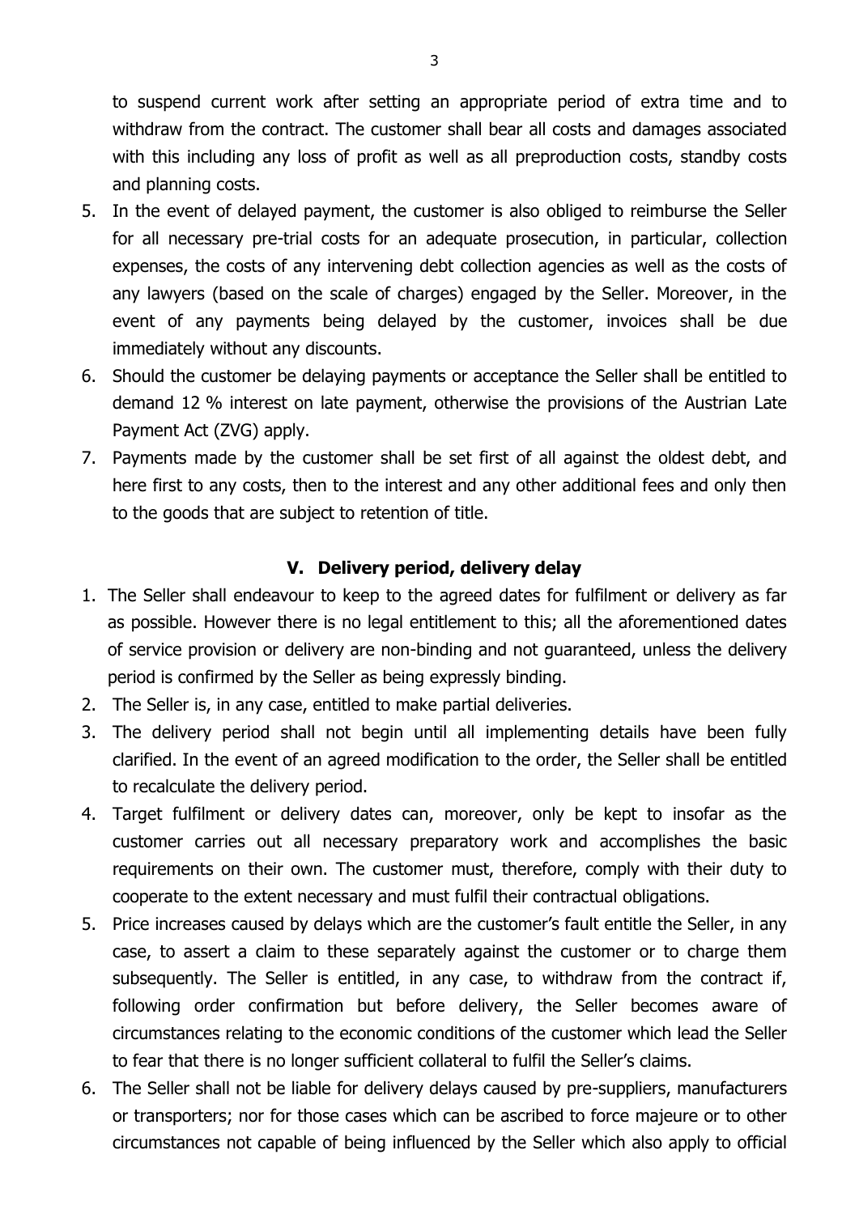to suspend current work after setting an appropriate period of extra time and to withdraw from the contract. The customer shall bear all costs and damages associated with this including any loss of profit as well as all preproduction costs, standby costs and planning costs.

5. In the event of delayed payment, the customer is also obliged to reimburse the Seller for all necessary pre-trial costs for an adequate prosecution, in particular, collection expenses, the costs of any intervening debt collection agencies as well as the costs of any lawyers (based on the scale of charges) engaged by the Seller. Moreover, in the event of any payments being delayed by the customer, invoices shall be due immediately without any discounts.
6. Should the customer be delaying payments or acceptance the Seller shall be entitled to demand 12 % interest on late payment, otherwise the provisions of the Austrian Late Payment Act (ZVG) apply.
7. Payments made by the customer shall be set first of all against the oldest debt, and here first to any costs, then to the interest and any other additional fees and only then to the goods that are subject to retention of title.

## V. Delivery period, delivery delay

1. The Seller shall endeavour to keep to the agreed dates for fulfilment or delivery as far as possible. However there is no legal entitlement to this; all the aforementioned dates of service provision or delivery are non-binding and not guaranteed, unless the delivery period is confirmed by the Seller as being expressly binding.
2. The Seller is, in any case, entitled to make partial deliveries.
3. The delivery period shall not begin until all implementing details have been fully clarified. In the event of an agreed modification to the order, the Seller shall be entitled to recalculate the delivery period.
4. Target fulfilment or delivery dates can, moreover, only be kept to insofar as the customer carries out all necessary preparatory work and accomplishes the basic requirements on their own. The customer must, therefore, comply with their duty to cooperate to the extent necessary and must fulfil their contractual obligations.
5. Price increases caused by delays which are the customer's fault entitle the Seller, in any case, to assert a claim to these separately against the customer or to charge them subsequently. The Seller is entitled, in any case, to withdraw from the contract if, following order confirmation but before delivery, the Seller becomes aware of circumstances relating to the economic conditions of the customer which lead the Seller to fear that there is no longer sufficient collateral to fulfil the Seller's claims.
6. The Seller shall not be liable for delivery delays caused by pre-suppliers, manufacturers or transporters; nor for those cases which can be ascribed to force majeure or to other circumstances not capable of being influenced by the Seller which also apply to official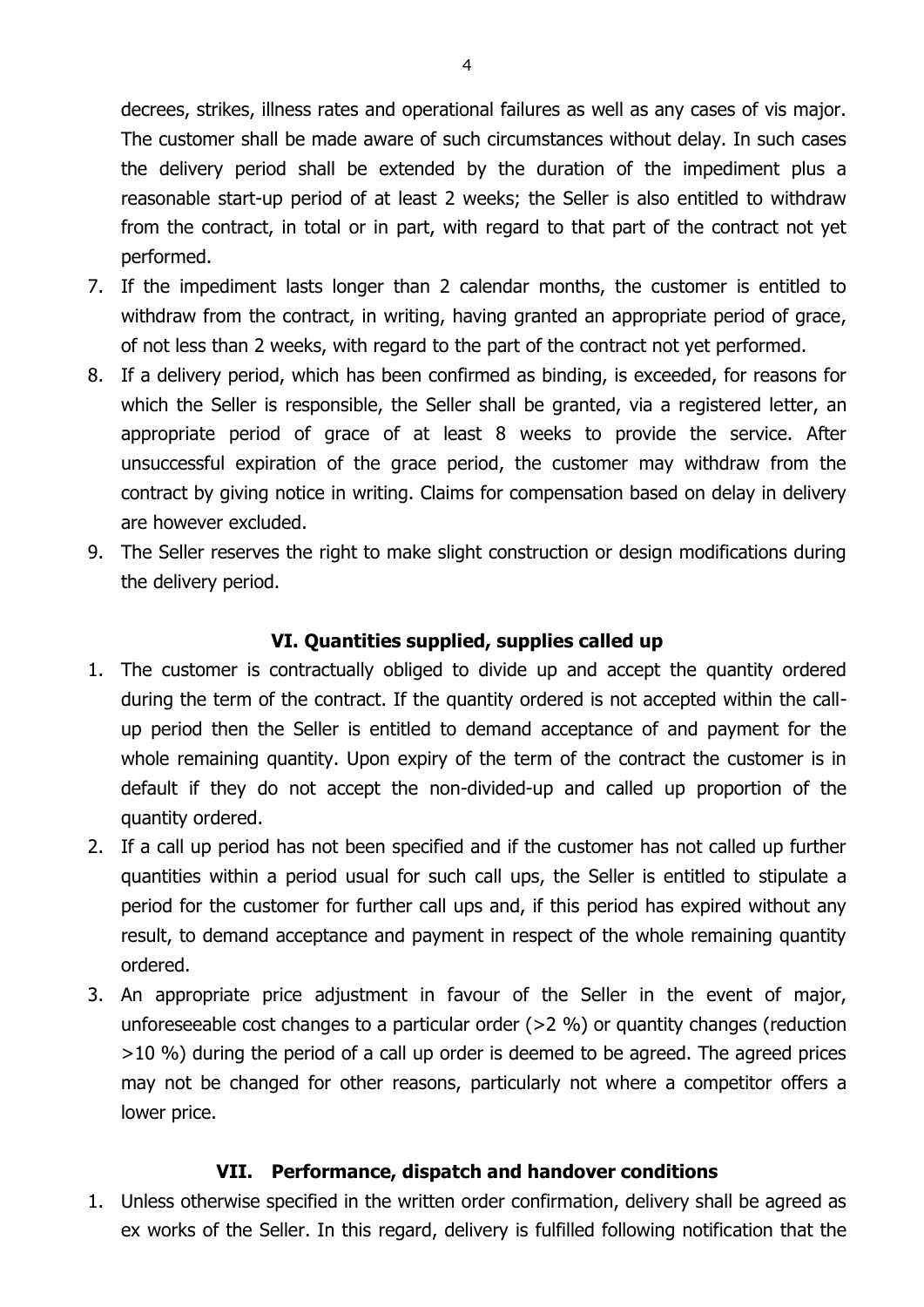decrees, strikes, illness rates and operational failures as well as any cases of vis major. The customer shall be made aware of such circumstances without delay. In such cases the delivery period shall be extended by the duration of the impediment plus a reasonable start-up period of at least 2 weeks; the Seller is also entitled to withdraw from the contract, in total or in part, with regard to that part of the contract not yet performed.

7. If the impediment lasts longer than 2 calendar months, the customer is entitled to withdraw from the contract, in writing, having granted an appropriate period of grace, of not less than 2 weeks, with regard to the part of the contract not yet performed.
8. If a delivery period, which has been confirmed as binding, is exceeded, for reasons for which the Seller is responsible, the Seller shall be granted, via a registered letter, an appropriate period of grace of at least 8 weeks to provide the service. After unsuccessful expiration of the grace period, the customer may withdraw from the contract by giving notice in writing. Claims for compensation based on delay in delivery are however excluded.
9. The Seller reserves the right to make slight construction or design modifications during the delivery period.

## VI. Quantities supplied, supplies called up

1. The customer is contractually obliged to divide up and accept the quantity ordered during the term of the contract. If the quantity ordered is not accepted within the call-up period then the Seller is entitled to demand acceptance of and payment for the whole remaining quantity. Upon expiry of the term of the contract the customer is in default if they do not accept the non-divided-up and called up proportion of the quantity ordered.
2. If a call up period has not been specified and if the customer has not called up further quantities within a period usual for such call ups, the Seller is entitled to stipulate a period for the customer for further call ups and, if this period has expired without any result, to demand acceptance and payment in respect of the whole remaining quantity ordered.
3. An appropriate price adjustment in favour of the Seller in the event of major, unforeseeable cost changes to a particular order (>2 %) or quantity changes (reduction >10 %) during the period of a call up order is deemed to be agreed. The agreed prices may not be changed for other reasons, particularly not where a competitor offers a lower price.

## VII. Performance, dispatch and handover conditions

1. Unless otherwise specified in the written order confirmation, delivery shall be agreed as ex works of the Seller. In this regard, delivery is fulfilled following notification that the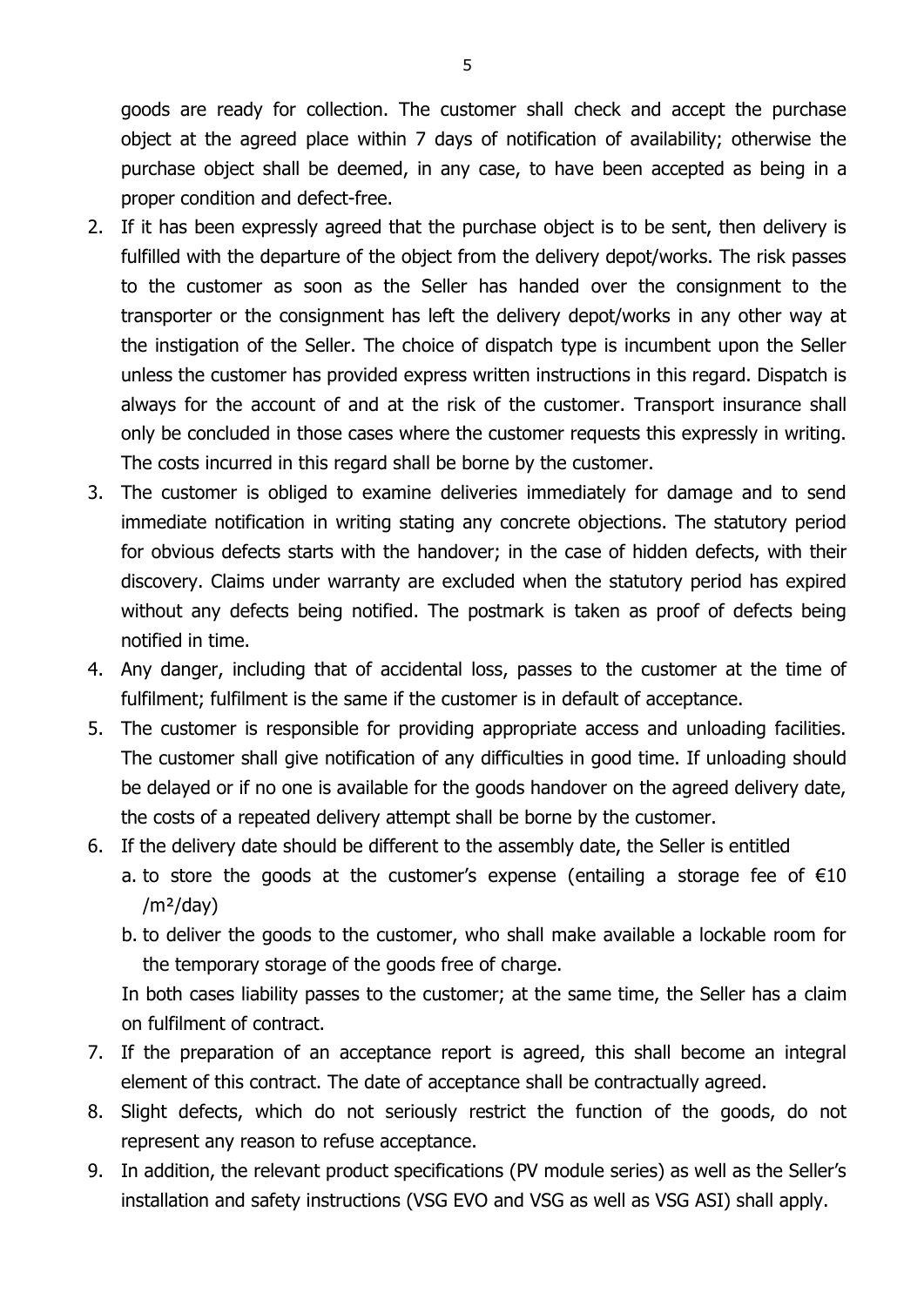goods are ready for collection. The customer shall check and accept the purchase object at the agreed place within 7 days of notification of availability; otherwise the purchase object shall be deemed, in any case, to have been accepted as being in a proper condition and defect-free.

2. If it has been expressly agreed that the purchase object is to be sent, then delivery is fulfilled with the departure of the object from the delivery depot/works. The risk passes to the customer as soon as the Seller has handed over the consignment to the transporter or the consignment has left the delivery depot/works in any other way at the instigation of the Seller. The choice of dispatch type is incumbent upon the Seller unless the customer has provided express written instructions in this regard. Dispatch is always for the account of and at the risk of the customer. Transport insurance shall only be concluded in those cases where the customer requests this expressly in writing. The costs incurred in this regard shall be borne by the customer.
3. The customer is obliged to examine deliveries immediately for damage and to send immediate notification in writing stating any concrete objections. The statutory period for obvious defects starts with the handover; in the case of hidden defects, with their discovery. Claims under warranty are excluded when the statutory period has expired without any defects being notified. The postmark is taken as proof of defects being notified in time.
4. Any danger, including that of accidental loss, passes to the customer at the time of fulfilment; fulfilment is the same if the customer is in default of acceptance.
5. The customer is responsible for providing appropriate access and unloading facilities. The customer shall give notification of any difficulties in good time. If unloading should be delayed or if no one is available for the goods handover on the agreed delivery date, the costs of a repeated delivery attempt shall be borne by the customer.
6. If the delivery date should be different to the assembly date, the Seller is entitled
   a. to store the goods at the customer's expense (entailing a storage fee of €10 /m²/day)
   b. to deliver the goods to the customer, who shall make available a lockable room for the temporary storage of the goods free of charge.

   In both cases liability passes to the customer; at the same time, the Seller has a claim on fulfilment of contract.
7. If the preparation of an acceptance report is agreed, this shall become an integral element of this contract. The date of acceptance shall be contractually agreed.
8. Slight defects, which do not seriously restrict the function of the goods, do not represent any reason to refuse acceptance.
9. In addition, the relevant product specifications (PV module series) as well as the Seller's installation and safety instructions (VSG EVO and VSG as well as VSG ASI) shall apply.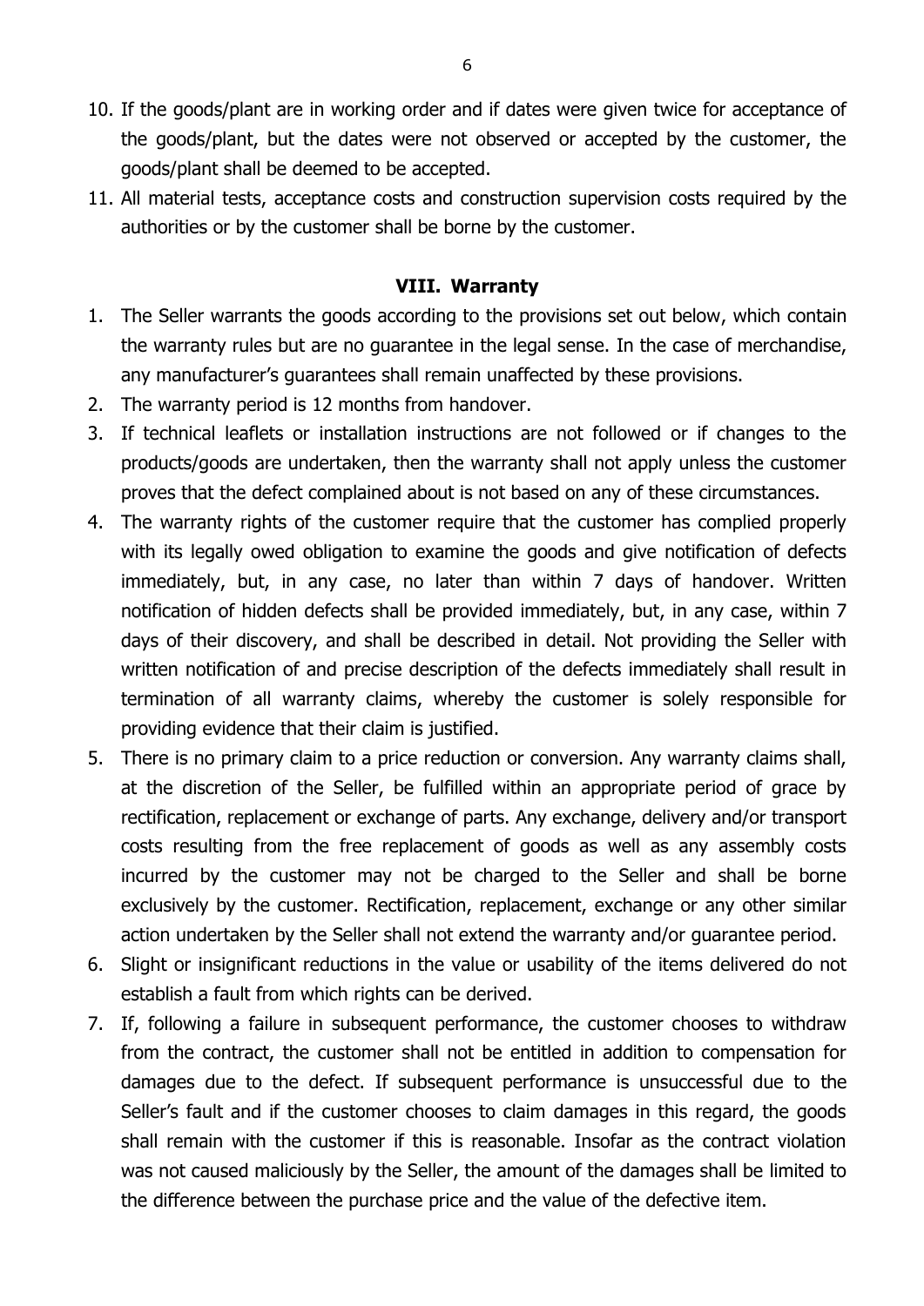10. If the goods/plant are in working order and if dates were given twice for acceptance of the goods/plant, but the dates were not observed or accepted by the customer, the goods/plant shall be deemed to be accepted.
11. All material tests, acceptance costs and construction supervision costs required by the authorities or by the customer shall be borne by the customer.

## VIII. Warranty

1. The Seller warrants the goods according to the provisions set out below, which contain the warranty rules but are no guarantee in the legal sense. In the case of merchandise, any manufacturer's guarantees shall remain unaffected by these provisions.
2. The warranty period is 12 months from handover.
3. If technical leaflets or installation instructions are not followed or if changes to the products/goods are undertaken, then the warranty shall not apply unless the customer proves that the defect complained about is not based on any of these circumstances.
4. The warranty rights of the customer require that the customer has complied properly with its legally owed obligation to examine the goods and give notification of defects immediately, but, in any case, no later than within 7 days of handover. Written notification of hidden defects shall be provided immediately, but, in any case, within 7 days of their discovery, and shall be described in detail. Not providing the Seller with written notification of and precise description of the defects immediately shall result in termination of all warranty claims, whereby the customer is solely responsible for providing evidence that their claim is justified.
5. There is no primary claim to a price reduction or conversion. Any warranty claims shall, at the discretion of the Seller, be fulfilled within an appropriate period of grace by rectification, replacement or exchange of parts. Any exchange, delivery and/or transport costs resulting from the free replacement of goods as well as any assembly costs incurred by the customer may not be charged to the Seller and shall be borne exclusively by the customer. Rectification, replacement, exchange or any other similar action undertaken by the Seller shall not extend the warranty and/or guarantee period.
6. Slight or insignificant reductions in the value or usability of the items delivered do not establish a fault from which rights can be derived.
7. If, following a failure in subsequent performance, the customer chooses to withdraw from the contract, the customer shall not be entitled in addition to compensation for damages due to the defect. If subsequent performance is unsuccessful due to the Seller's fault and if the customer chooses to claim damages in this regard, the goods shall remain with the customer if this is reasonable. Insofar as the contract violation was not caused maliciously by the Seller, the amount of the damages shall be limited to the difference between the purchase price and the value of the defective item.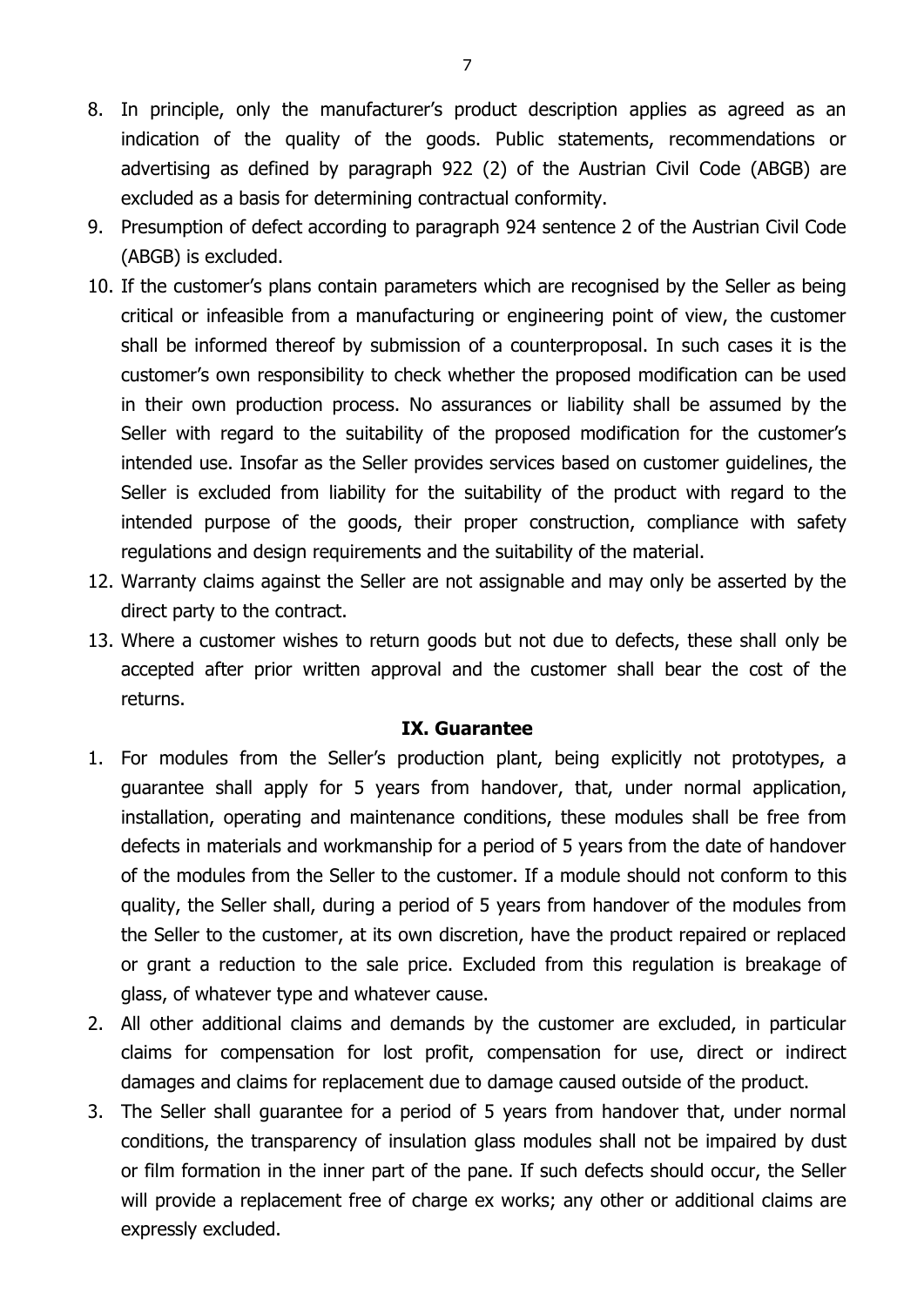8. In principle, only the manufacturer's product description applies as agreed as an indication of the quality of the goods. Public statements, recommendations or advertising as defined by paragraph 922 (2) of the Austrian Civil Code (ABGB) are excluded as a basis for determining contractual conformity.
9. Presumption of defect according to paragraph 924 sentence 2 of the Austrian Civil Code (ABGB) is excluded.
10. If the customer's plans contain parameters which are recognised by the Seller as being critical or infeasible from a manufacturing or engineering point of view, the customer shall be informed thereof by submission of a counterproposal. In such cases it is the customer's own responsibility to check whether the proposed modification can be used in their own production process. No assurances or liability shall be assumed by the Seller with regard to the suitability of the proposed modification for the customer's intended use. Insofar as the Seller provides services based on customer guidelines, the Seller is excluded from liability for the suitability of the product with regard to the intended purpose of the goods, their proper construction, compliance with safety regulations and design requirements and the suitability of the material.
12. Warranty claims against the Seller are not assignable and may only be asserted by the direct party to the contract.
13. Where a customer wishes to return goods but not due to defects, these shall only be accepted after prior written approval and the customer shall bear the cost of the returns.

## IX. Guarantee

1. For modules from the Seller's production plant, being explicitly not prototypes, a guarantee shall apply for 5 years from handover, that, under normal application, installation, operating and maintenance conditions, these modules shall be free from defects in materials and workmanship for a period of 5 years from the date of handover of the modules from the Seller to the customer. If a module should not conform to this quality, the Seller shall, during a period of 5 years from handover of the modules from the Seller to the customer, at its own discretion, have the product repaired or replaced or grant a reduction to the sale price. Excluded from this regulation is breakage of glass, of whatever type and whatever cause.
2. All other additional claims and demands by the customer are excluded, in particular claims for compensation for lost profit, compensation for use, direct or indirect damages and claims for replacement due to damage caused outside of the product.
3. The Seller shall guarantee for a period of 5 years from handover that, under normal conditions, the transparency of insulation glass modules shall not be impaired by dust or film formation in the inner part of the pane. If such defects should occur, the Seller will provide a replacement free of charge ex works; any other or additional claims are expressly excluded.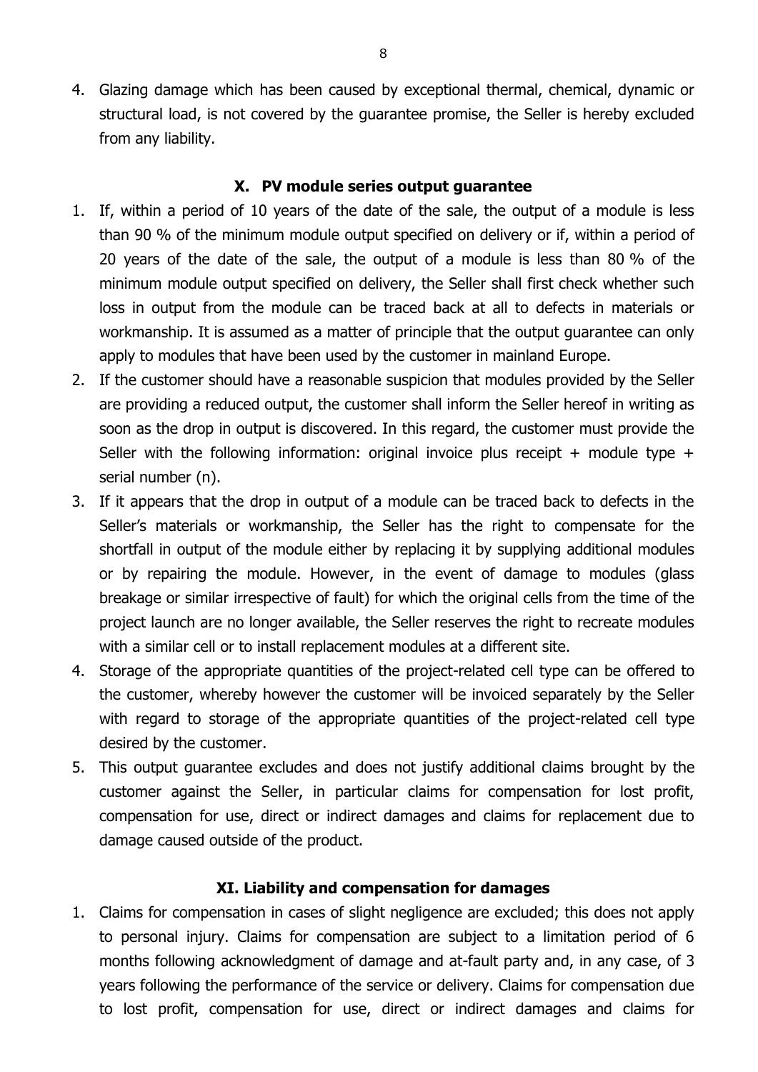4. Glazing damage which has been caused by exceptional thermal, chemical, dynamic or structural load, is not covered by the guarantee promise, the Seller is hereby excluded from any liability.

## X. PV module series output guarantee

1. If, within a period of 10 years of the date of the sale, the output of a module is less than 90 % of the minimum module output specified on delivery or if, within a period of 20 years of the date of the sale, the output of a module is less than 80 % of the minimum module output specified on delivery, the Seller shall first check whether such loss in output from the module can be traced back at all to defects in materials or workmanship. It is assumed as a matter of principle that the output guarantee can only apply to modules that have been used by the customer in mainland Europe.
2. If the customer should have a reasonable suspicion that modules provided by the Seller are providing a reduced output, the customer shall inform the Seller hereof in writing as soon as the drop in output is discovered. In this regard, the customer must provide the Seller with the following information: original invoice plus receipt + module type + serial number (n).
3. If it appears that the drop in output of a module can be traced back to defects in the Seller's materials or workmanship, the Seller has the right to compensate for the shortfall in output of the module either by replacing it by supplying additional modules or by repairing the module. However, in the event of damage to modules (glass breakage or similar irrespective of fault) for which the original cells from the time of the project launch are no longer available, the Seller reserves the right to recreate modules with a similar cell or to install replacement modules at a different site.
4. Storage of the appropriate quantities of the project-related cell type can be offered to the customer, whereby however the customer will be invoiced separately by the Seller with regard to storage of the appropriate quantities of the project-related cell type desired by the customer.
5. This output guarantee excludes and does not justify additional claims brought by the customer against the Seller, in particular claims for compensation for lost profit, compensation for use, direct or indirect damages and claims for replacement due to damage caused outside of the product.

## XI. Liability and compensation for damages

1. Claims for compensation in cases of slight negligence are excluded; this does not apply to personal injury. Claims for compensation are subject to a limitation period of 6 months following acknowledgment of damage and at-fault party and, in any case, of 3 years following the performance of the service or delivery. Claims for compensation due to lost profit, compensation for use, direct or indirect damages and claims for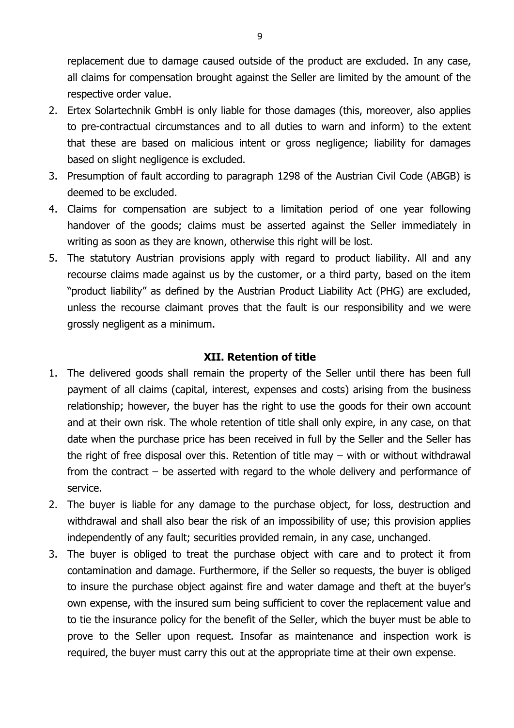replacement due to damage caused outside of the product are excluded. In any case, all claims for compensation brought against the Seller are limited by the amount of the respective order value.

2. Ertex Solartechnik GmbH is only liable for those damages (this, moreover, also applies to pre-contractual circumstances and to all duties to warn and inform) to the extent that these are based on malicious intent or gross negligence; liability for damages based on slight negligence is excluded.
3. Presumption of fault according to paragraph 1298 of the Austrian Civil Code (ABGB) is deemed to be excluded.
4. Claims for compensation are subject to a limitation period of one year following handover of the goods; claims must be asserted against the Seller immediately in writing as soon as they are known, otherwise this right will be lost.
5. The statutory Austrian provisions apply with regard to product liability. All and any recourse claims made against us by the customer, or a third party, based on the item "product liability" as defined by the Austrian Product Liability Act (PHG) are excluded, unless the recourse claimant proves that the fault is our responsibility and we were grossly negligent as a minimum.

## XII. Retention of title

1. The delivered goods shall remain the property of the Seller until there has been full payment of all claims (capital, interest, expenses and costs) arising from the business relationship; however, the buyer has the right to use the goods for their own account and at their own risk. The whole retention of title shall only expire, in any case, on that date when the purchase price has been received in full by the Seller and the Seller has the right of free disposal over this. Retention of title may – with or without withdrawal from the contract – be asserted with regard to the whole delivery and performance of service.
2. The buyer is liable for any damage to the purchase object, for loss, destruction and withdrawal and shall also bear the risk of an impossibility of use; this provision applies independently of any fault; securities provided remain, in any case, unchanged.
3. The buyer is obliged to treat the purchase object with care and to protect it from contamination and damage. Furthermore, if the Seller so requests, the buyer is obliged to insure the purchase object against fire and water damage and theft at the buyer's own expense, with the insured sum being sufficient to cover the replacement value and to tie the insurance policy for the benefit of the Seller, which the buyer must be able to prove to the Seller upon request. Insofar as maintenance and inspection work is required, the buyer must carry this out at the appropriate time at their own expense.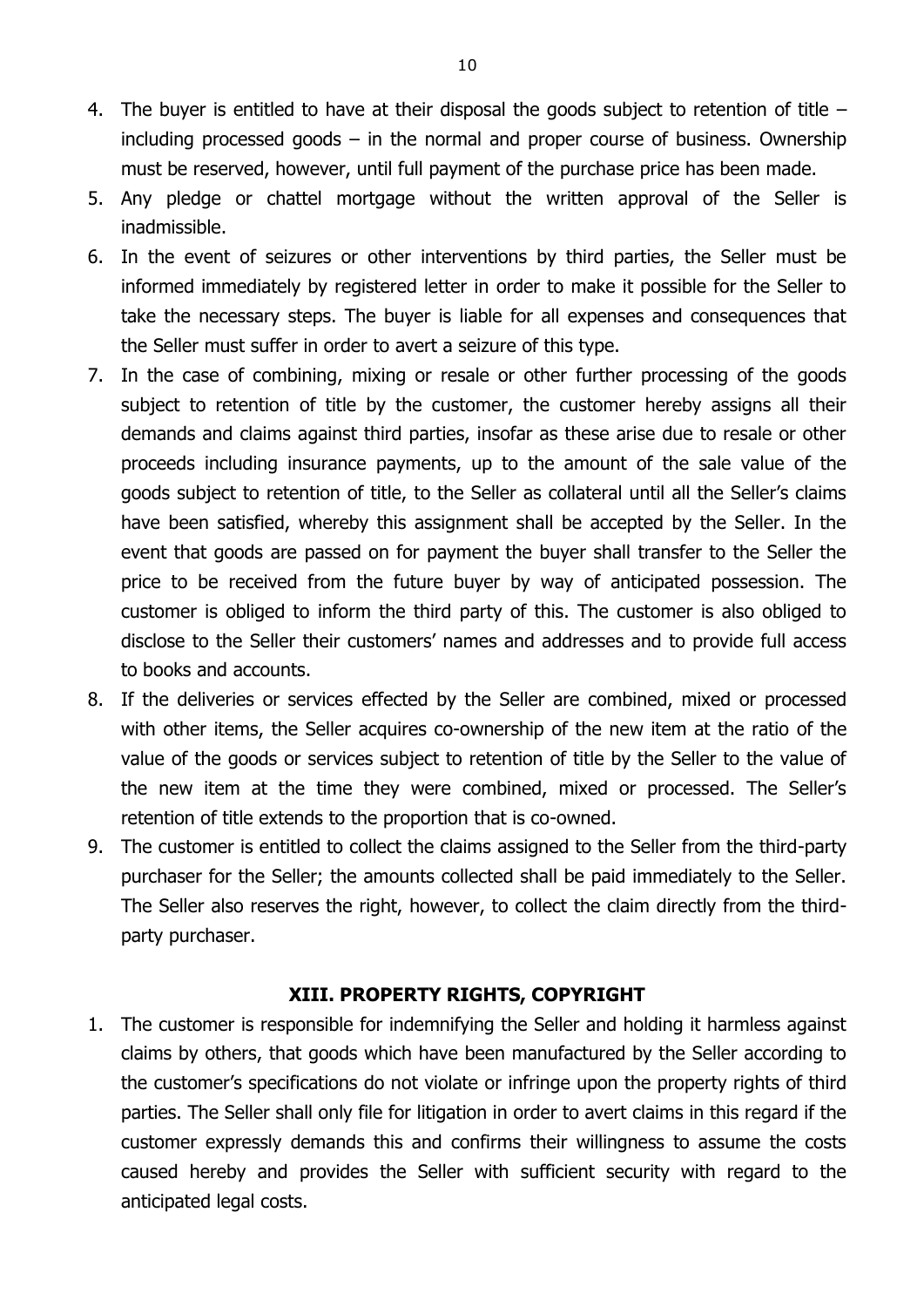4. The buyer is entitled to have at their disposal the goods subject to retention of title – including processed goods – in the normal and proper course of business. Ownership must be reserved, however, until full payment of the purchase price has been made.
5. Any pledge or chattel mortgage without the written approval of the Seller is inadmissible.
6. In the event of seizures or other interventions by third parties, the Seller must be informed immediately by registered letter in order to make it possible for the Seller to take the necessary steps. The buyer is liable for all expenses and consequences that the Seller must suffer in order to avert a seizure of this type.
7. In the case of combining, mixing or resale or other further processing of the goods subject to retention of title by the customer, the customer hereby assigns all their demands and claims against third parties, insofar as these arise due to resale or other proceeds including insurance payments, up to the amount of the sale value of the goods subject to retention of title, to the Seller as collateral until all the Seller's claims have been satisfied, whereby this assignment shall be accepted by the Seller. In the event that goods are passed on for payment the buyer shall transfer to the Seller the price to be received from the future buyer by way of anticipated possession. The customer is obliged to inform the third party of this. The customer is also obliged to disclose to the Seller their customers' names and addresses and to provide full access to books and accounts.
8. If the deliveries or services effected by the Seller are combined, mixed or processed with other items, the Seller acquires co-ownership of the new item at the ratio of the value of the goods or services subject to retention of title by the Seller to the value of the new item at the time they were combined, mixed or processed. The Seller's retention of title extends to the proportion that is co-owned.
9. The customer is entitled to collect the claims assigned to the Seller from the third-party purchaser for the Seller; the amounts collected shall be paid immediately to the Seller. The Seller also reserves the right, however, to collect the claim directly from the third-party purchaser.

## XIII. PROPERTY RIGHTS, COPYRIGHT

1. The customer is responsible for indemnifying the Seller and holding it harmless against claims by others, that goods which have been manufactured by the Seller according to the customer's specifications do not violate or infringe upon the property rights of third parties. The Seller shall only file for litigation in order to avert claims in this regard if the customer expressly demands this and confirms their willingness to assume the costs caused hereby and provides the Seller with sufficient security with regard to the anticipated legal costs.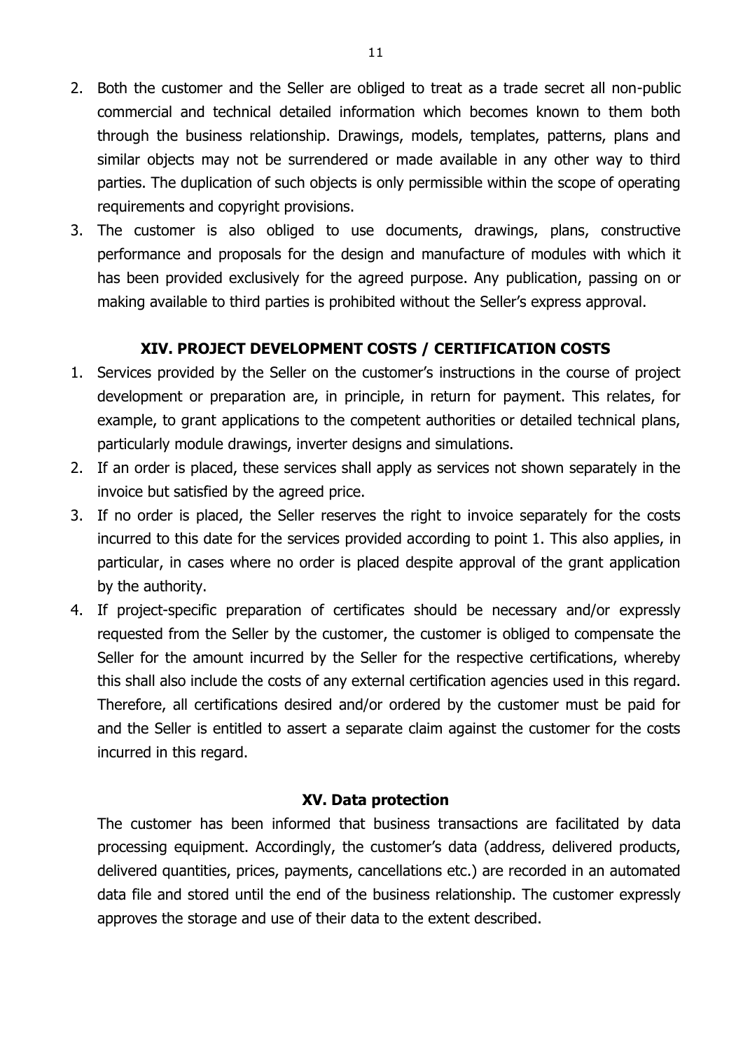2. Both the customer and the Seller are obliged to treat as a trade secret all non-public commercial and technical detailed information which becomes known to them both through the business relationship. Drawings, models, templates, patterns, plans and similar objects may not be surrendered or made available in any other way to third parties. The duplication of such objects is only permissible within the scope of operating requirements and copyright provisions.
3. The customer is also obliged to use documents, drawings, plans, constructive performance and proposals for the design and manufacture of modules with which it has been provided exclusively for the agreed purpose. Any publication, passing on or making available to third parties is prohibited without the Seller's express approval.

## XIV. PROJECT DEVELOPMENT COSTS / CERTIFICATION COSTS

1. Services provided by the Seller on the customer's instructions in the course of project development or preparation are, in principle, in return for payment. This relates, for example, to grant applications to the competent authorities or detailed technical plans, particularly module drawings, inverter designs and simulations.
2. If an order is placed, these services shall apply as services not shown separately in the invoice but satisfied by the agreed price.
3. If no order is placed, the Seller reserves the right to invoice separately for the costs incurred to this date for the services provided according to point 1. This also applies, in particular, in cases where no order is placed despite approval of the grant application by the authority.
4. If project-specific preparation of certificates should be necessary and/or expressly requested from the Seller by the customer, the customer is obliged to compensate the Seller for the amount incurred by the Seller for the respective certifications, whereby this shall also include the costs of any external certification agencies used in this regard. Therefore, all certifications desired and/or ordered by the customer must be paid for and the Seller is entitled to assert a separate claim against the customer for the costs incurred in this regard.

## XV. Data protection

The customer has been informed that business transactions are facilitated by data processing equipment. Accordingly, the customer's data (address, delivered products, delivered quantities, prices, payments, cancellations etc.) are recorded in an automated data file and stored until the end of the business relationship. The customer expressly approves the storage and use of their data to the extent described.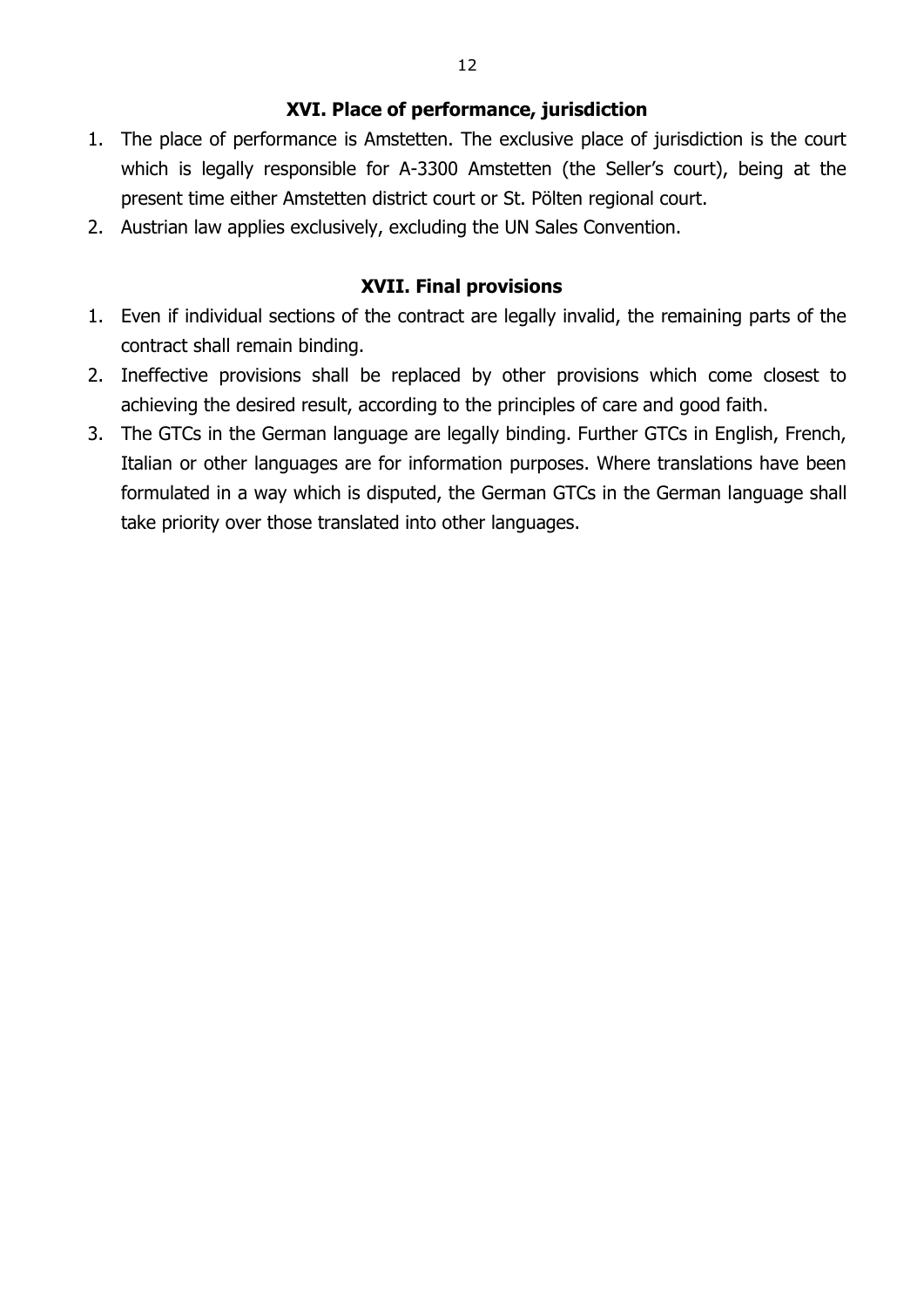## XVI. Place of performance, jurisdiction

1. The place of performance is Amstetten. The exclusive place of jurisdiction is the court which is legally responsible for A-3300 Amstetten (the Seller's court), being at the present time either Amstetten district court or St. Pölten regional court.
2. Austrian law applies exclusively, excluding the UN Sales Convention.

## XVII. Final provisions

1. Even if individual sections of the contract are legally invalid, the remaining parts of the contract shall remain binding.
2. Ineffective provisions shall be replaced by other provisions which come closest to achieving the desired result, according to the principles of care and good faith.
3. The GTCs in the German language are legally binding. Further GTCs in English, French, Italian or other languages are for information purposes. Where translations have been formulated in a way which is disputed, the German GTCs in the German language shall take priority over those translated into other languages.